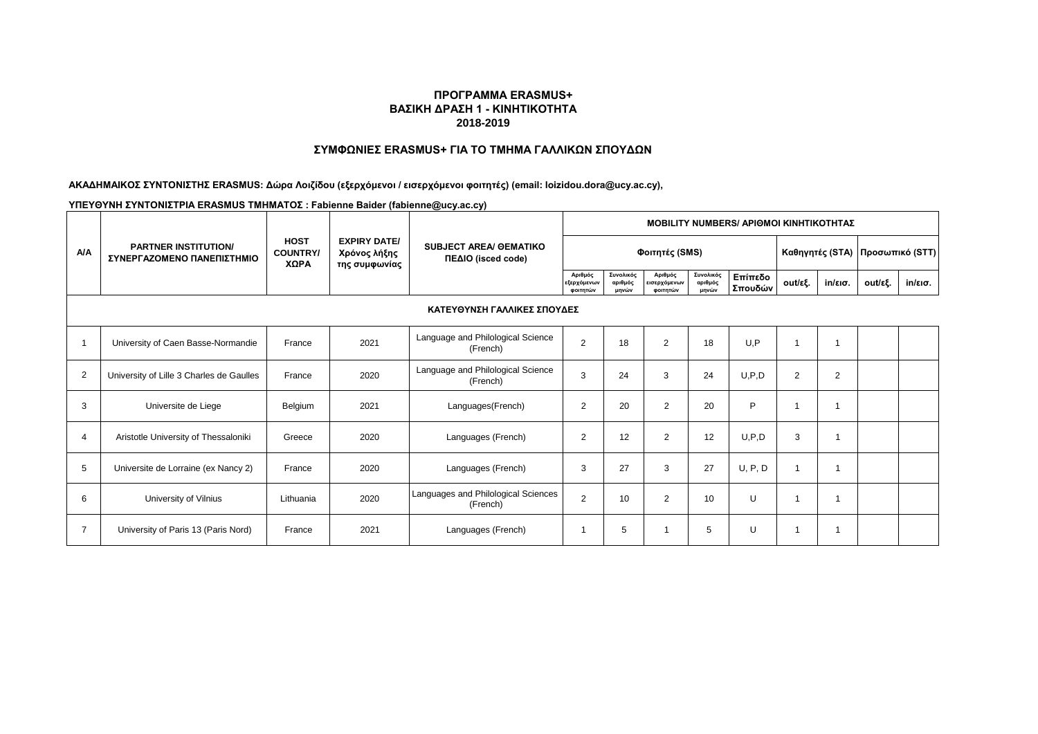**ΠΡΟΓΡΑΜΜΑ ERASMUS+**
**ΒΑΣΙΚΗ ΔΡΑΣΗ 1 - ΚΙΝΗΤΙΚΟΤΗΤΑ**
**2018-2019**

## ΣΥΜΦΩΝΙΕΣ ERASMUS+ ΓΙΑ ΤΟ ΤΜΗΜΑ ΓΑΛΛΙΚΩΝ ΣΠΟΥΔΩΝ

**ΑΚΑΔΗΜΑΙΚΟΣ ΣΥΝΤΟΝΙΣΤΗΣ ERASMUS: Δώρα Λοιζίδου (εξερχόμενοι / εισερχόμενοι φοιτητές) (email: loizidou.dora@ucy.ac.cy),**

**ΥΠΕΥΘΥΝΗ ΣΥΝΤΟΝΙΣΤΡΙΑ ERASMUS ΤΜΗΜΑΤΟΣ : Fabienne Baider (fabienne@ucy.ac.cy)**

| A/A | PARTNER INSTITUTION/ ΣΥΝΕΡΓΑΖΟΜΕΝΟ ΠΑΝΕΠΙΣΤΗΜΙΟ | HOST COUNTRY/ ΧΩΡΑ | EXPIRY DATE/ Χρόνος λήξης της συμφωνίας | SUBJECT AREA/ ΘΕΜΑΤΙΚΟ ΠΕΔΙΟ (isced code) | MOBILITY NUMBERS/ ΑΡΙΘΜΟΙ ΚΙΝΗΤΙΚΟΤΗΤΑΣ | | | | | | | | |
|---|---|---|---|---|---|---|---|---|---|---|---|---|---|
| | | | | | Φοιτητές (SMS) | | | | | Καθηγητές (STA) | | Προσωπικό (STT) | |
| | | | | | Αριθμός εξερχόμενων φοιτητών | Συνολικός αριθμός μηνών | Αριθμός εισερχόμενων φοιτητών | Συνολικός αριθμός μηνών | Επίπεδο Σπουδών | out/εξ. | in/εισ. | out/εξ. | in/εισ. |
| **ΚΑΤΕΥΘΥΝΣΗ ΓΑΛΛΙΚΕΣ ΣΠΟΥΔΕΣ** | | | | | | | | | | | | | |
| 1 | University of Caen Basse-Normandie | France | 2021 | Language and Philological Science (French) | 2 | 18 | 2 | 18 | U,P | 1 | 1 | | |
| 2 | University of Lille 3 Charles de Gaulles | France | 2020 | Language and Philological Science (French) | 3 | 24 | 3 | 24 | U,P,D | 2 | 2 | | |
| 3 | Universite de Liege | Belgium | 2021 | Languages(French) | 2 | 20 | 2 | 20 | P | 1 | 1 | | |
| 4 | Aristotle University of Thessaloniki | Greece | 2020 | Languages (French) | 2 | 12 | 2 | 12 | U,P,D | 3 | 1 | | |
| 5 | Universite de Lorraine (ex Nancy 2) | France | 2020 | Languages (French) | 3 | 27 | 3 | 27 | U, P, D | 1 | 1 | | |
| 6 | University of Vilnius | Lithuania | 2020 | Languages and Philological Sciences (French) | 2 | 10 | 2 | 10 | U | 1 | 1 | | |
| 7 | University of Paris 13 (Paris Nord) | France | 2021 | Languages (French) | 1 | 5 | 1 | 5 | U | 1 | 1 | | |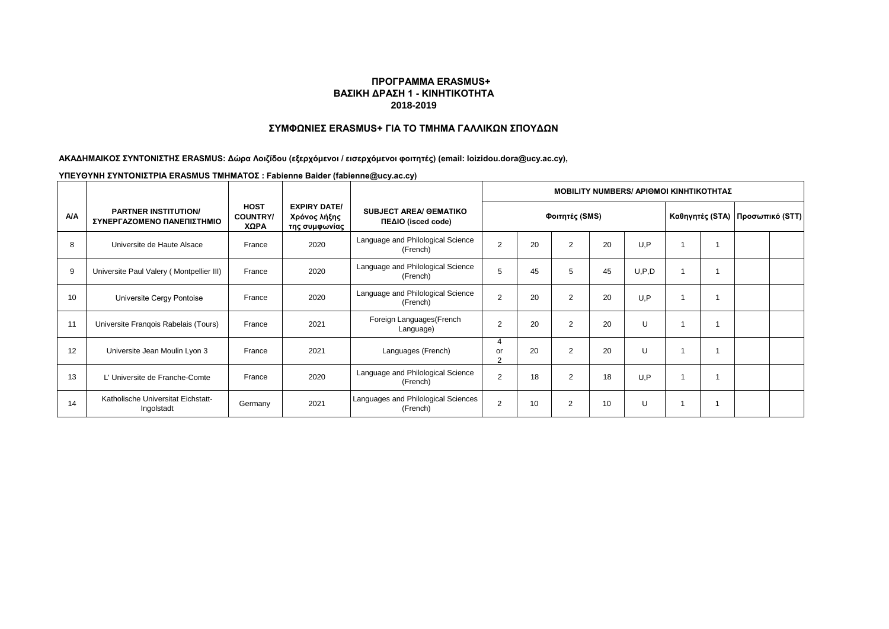**ΠΡΟΓΡΑΜΜΑ ERASMUS+**
**ΒΑΣΙΚΗ ΔΡΑΣΗ 1 - ΚΙΝΗΤΙΚΟΤΗΤΑ**
**2018-2019**

**ΣΥΜΦΩΝΙΕΣ ERASMUS+ ΓΙΑ ΤΟ ΤΜΗΜΑ ΓΑΛΛΙΚΩΝ ΣΠΟΥΔΩΝ**

**ΑΚΑΔΗΜΑΙΚΟΣ ΣΥΝΤΟΝΙΣΤΗΣ ERASMUS: Δώρα Λοιζίδου (εξερχόμενοι / εισερχόμενοι φοιτητές) (email: loizidou.dora@ucy.ac.cy),**

**ΥΠΕΥΘΥΝΗ ΣΥΝΤΟΝΙΣΤΡΙΑ ERASMUS ΤΜΗΜΑΤΟΣ : Fabienne Baider (fabienne@ucy.ac.cy)**

| A/A | PARTNER INSTITUTION/ ΣΥΝΕΡΓΑΖΟΜΕΝΟ ΠΑΝΕΠΙΣΤΗΜΙΟ | HOST COUNTRY/ ΧΩΡΑ | EXPIRY DATE/ Χρόνος λήξης της συμφωνίας | SUBJECT AREA/ ΘΕΜΑΤΙΚΟ ΠΕΔΙΟ (isced code) | MOBILITY NUMBERS/ ΑΡΙΘΜΟΙ ΚΙΝΗΤΙΚΟΤΗΤΑΣ | | | | | | | | |
|---|---|---|---|---|---|---|---|---|---|---|---|---|---|
| | | | | | Φοιτητές (SMS) | | | | | Καθηγητές (STA) | | Προσωπικό (STT) | |
| 8 | Universite de Haute Alsace | France | 2020 | Language and Philological Science (French) | 2 | 20 | 2 | 20 | U,P | 1 | 1 | | |
| 9 | Universite Paul Valery ( Montpellier III) | France | 2020 | Language and Philological Science (French) | 5 | 45 | 5 | 45 | U,P,D | 1 | 1 | | |
| 10 | Universite Cergy Pontoise | France | 2020 | Language and Philological Science (French) | 2 | 20 | 2 | 20 | U,P | 1 | 1 | | |
| 11 | Universite Franqois Rabelais (Tours) | France | 2021 | Foreign Languages(French Language) | 2 | 20 | 2 | 20 | U | 1 | 1 | | |
| 12 | Universite Jean Moulin Lyon 3 | France | 2021 | Languages (French) | 4 or 2 | 20 | 2 | 20 | U | 1 | 1 | | |
| 13 | L' Universite de Franche-Comte | France | 2020 | Language and Philological Science (French) | 2 | 18 | 2 | 18 | U,P | 1 | 1 | | |
| 14 | Katholische Universitat Eichstatt-Ingolstadt | Germany | 2021 | Languages and Philological Sciences (French) | 2 | 10 | 2 | 10 | U | 1 | 1 | | |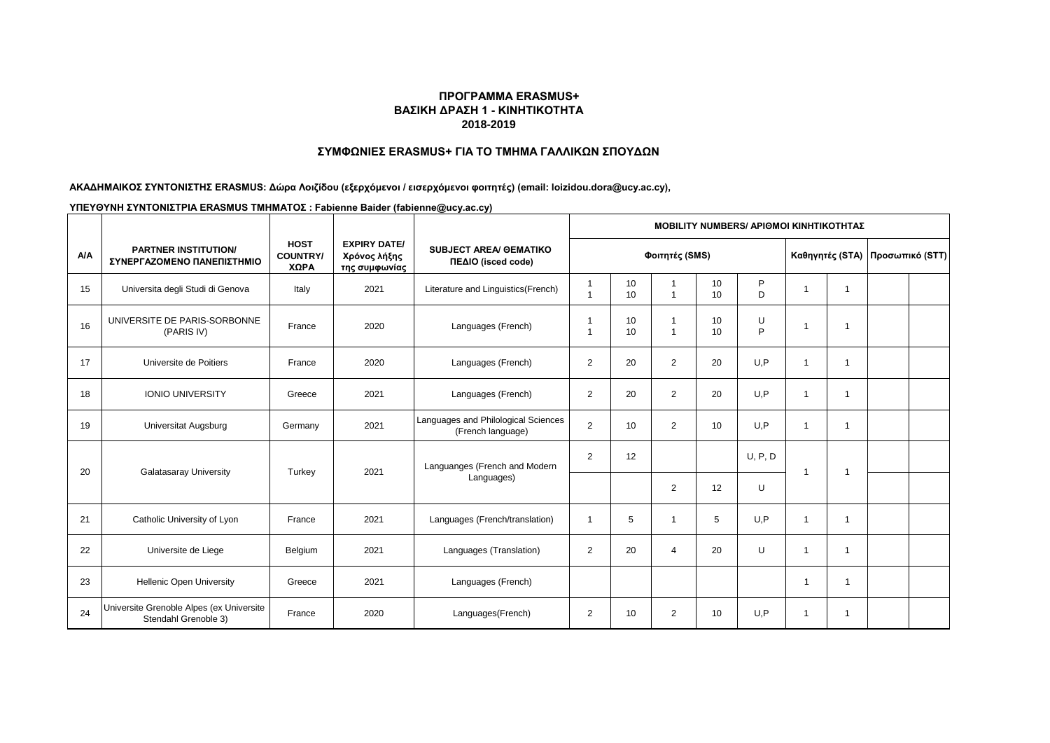**ΠΡΟΓΡΑΜΜΑ ERASMUS+**
**ΒΑΣΙΚΗ ΔΡΑΣΗ 1 - ΚΙΝΗΤΙΚΟΤΗΤΑ**
**2018-2019**

## ΣΥΜΦΩΝΙΕΣ ERASMUS+ ΓΙΑ ΤΟ ΤΜΗΜΑ ΓΑΛΛΙΚΩΝ ΣΠΟΥΔΩΝ

**ΑΚΑΔΗΜΑΙΚΟΣ ΣΥΝΤΟΝΙΣΤΗΣ ERASMUS: Δώρα Λοιζίδου (εξερχόμενοι / εισερχόμενοι φοιτητές) (email: loizidou.dora@ucy.ac.cy),**

**ΥΠΕΥΘΥΝΗ ΣΥΝΤΟΝΙΣΤΡΙΑ ERASMUS ΤΜΗΜΑΤΟΣ : Fabienne Baider (fabienne@ucy.ac.cy)**

| A/A | PARTNER INSTITUTION/ ΣΥΝΕΡΓΑΖΟΜΕΝΟ ΠΑΝΕΠΙΣΤΗΜΙΟ | HOST COUNTRY/ ΧΩΡΑ | EXPIRY DATE/ Χρόνος λήξης της συμφωνίας | SUBJECT AREA/ ΘΕΜΑΤΙΚΟ ΠΕΔΙΟ (isced code) | MOBILITY NUMBERS/ ΑΡΙΘΜΟΙ ΚΙΝΗΤΙΚΟΤΗΤΑΣ | | | | | | | | |
|---|---|---|---|---|---|---|---|---|---|---|---|---|---|
| | | | | | Φοιτητές (SMS) | | | | | Καθηγητές (STA) | | Προσωπικό (STT) | |
| 15 | Universita degli Studi di Genova | Italy | 2021 | Literature and Linguistics(French) | 1<br>1 | 10<br>10 | 1<br>1 | 10<br>10 | P<br>D | 1 | 1 | | |
| 16 | UNIVERSITE DE PARIS-SORBONNE (PARIS IV) | France | 2020 | Languages (French) | 1<br>1 | 10<br>10 | 1<br>1 | 10<br>10 | U<br>P | 1 | 1 | | |
| 17 | Universite de Poitiers | France | 2020 | Languages (French) | 2 | 20 | 2 | 20 | U,P | 1 | 1 | | |
| 18 | IONIO UNIVERSITY | Greece | 2021 | Languages (French) | 2 | 20 | 2 | 20 | U,P | 1 | 1 | | |
| 19 | Universitat Augsburg | Germany | 2021 | Languages and Philological Sciences (French language) | 2 | 10 | 2 | 10 | U,P | 1 | 1 | | |
| 20 | Galatasaray University | Turkey | 2021 | Languanges (French and Modern Languages) | 2 | 12 | | | U, P, D | 1 | 1 | | |
| | | | | | | | 2 | 12 | U | | | | |
| 21 | Catholic University of Lyon | France | 2021 | Languages (French/translation) | 1 | 5 | 1 | 5 | U,P | 1 | 1 | | |
| 22 | Universite de Liege | Belgium | 2021 | Languages (Translation) | 2 | 20 | 4 | 20 | U | 1 | 1 | | |
| 23 | Hellenic Open University | Greece | 2021 | Languages (French) | | | | | | 1 | 1 | | |
| 24 | Universite Grenoble Alpes (ex Universite Stendahl Grenoble 3) | France | 2020 | Languages(French) | 2 | 10 | 2 | 10 | U,P | 1 | 1 | | |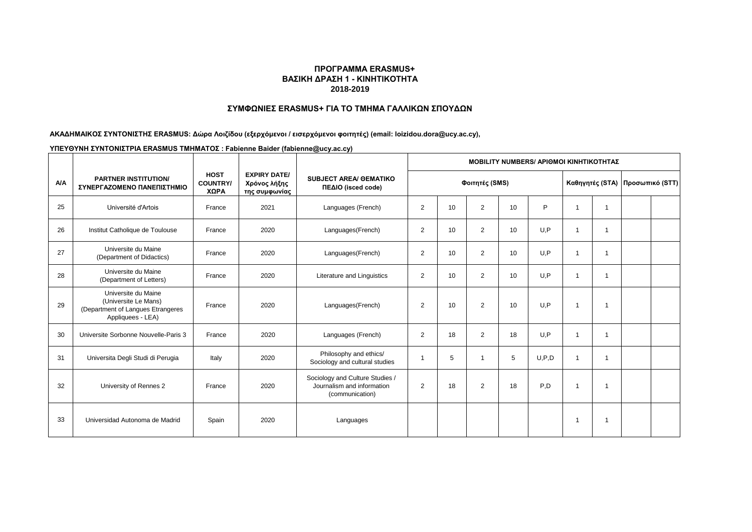**ΠΡΟΓΡΑΜΜΑ ERASMUS+**
**ΒΑΣΙΚΗ ΔΡΑΣΗ 1 - ΚΙΝΗΤΙΚΟΤΗΤΑ**
**2018-2019**

**ΣΥΜΦΩΝΙΕΣ ERASMUS+ ΓΙΑ ΤΟ ΤΜΗΜΑ ΓΑΛΛΙΚΩΝ ΣΠΟΥΔΩΝ**

**ΑΚΑΔΗΜΑΙΚΟΣ ΣΥΝΤΟΝΙΣΤΗΣ ERASMUS: Δώρα Λοιζίδου (εξερχόμενοι / εισερχόμενοι φοιτητές) (email: loizidou.dora@ucy.ac.cy),**

**ΥΠΕΥΘΥΝΗ ΣΥΝΤΟΝΙΣΤΡΙΑ ERASMUS ΤΜΗΜΑΤΟΣ : Fabienne Baider (fabienne@ucy.ac.cy)**

| A/A | PARTNER INSTITUTION/ ΣΥΝΕΡΓΑΖΟΜΕΝΟ ΠΑΝΕΠΙΣΤΗΜΙΟ | HOST COUNTRY/ ΧΩΡΑ | EXPIRY DATE/ Χρόνος λήξης της συμφωνίας | SUBJECT AREA/ ΘΕΜΑΤΙΚΟ ΠΕΔΙΟ (isced code) | MOBILITY NUMBERS/ ΑΡΙΘΜΟΙ ΚΙΝΗΤΙΚΟΤΗΤΑΣ | | | | | | | | |
|---|---|---|---|---|---|---|---|---|---|---|---|---|---|
| | | | | | Φοιτητές (SMS) | | | | | Καθηγητές (STA) | | Προσωπικό (STT) | |
| 25 | Université d'Artois | France | 2021 | Languages (French) | 2 | 10 | 2 | 10 | P | 1 | 1 | | |
| 26 | Institut Catholique de Toulouse | France | 2020 | Languages(French) | 2 | 10 | 2 | 10 | U,P | 1 | 1 | | |
| 27 | Universite du Maine (Department of Didactics) | France | 2020 | Languages(French) | 2 | 10 | 2 | 10 | U,P | 1 | 1 | | |
| 28 | Universite du Maine (Department of Letters) | France | 2020 | Literature and Linguistics | 2 | 10 | 2 | 10 | U,P | 1 | 1 | | |
| 29 | Universite du Maine (Universite Le Mans) (Department of Langues Etrangeres Appliquees - LEA) | France | 2020 | Languages(French) | 2 | 10 | 2 | 10 | U,P | 1 | 1 | | |
| 30 | Universite Sorbonne Nouvelle-Paris 3 | France | 2020 | Languages (French) | 2 | 18 | 2 | 18 | U,P | 1 | 1 | | |
| 31 | Universita Degli Studi di Perugia | Italy | 2020 | Philosophy and ethics/ Sociology and cultural studies | 1 | 5 | 1 | 5 | U,P,D | 1 | 1 | | |
| 32 | University of Rennes 2 | France | 2020 | Sociology and Culture Studies / Journalism and information (communication) | 2 | 18 | 2 | 18 | P,D | 1 | 1 | | |
| 33 | Universidad Autonoma de Madrid | Spain | 2020 | Languages | | | | | | 1 | 1 | | |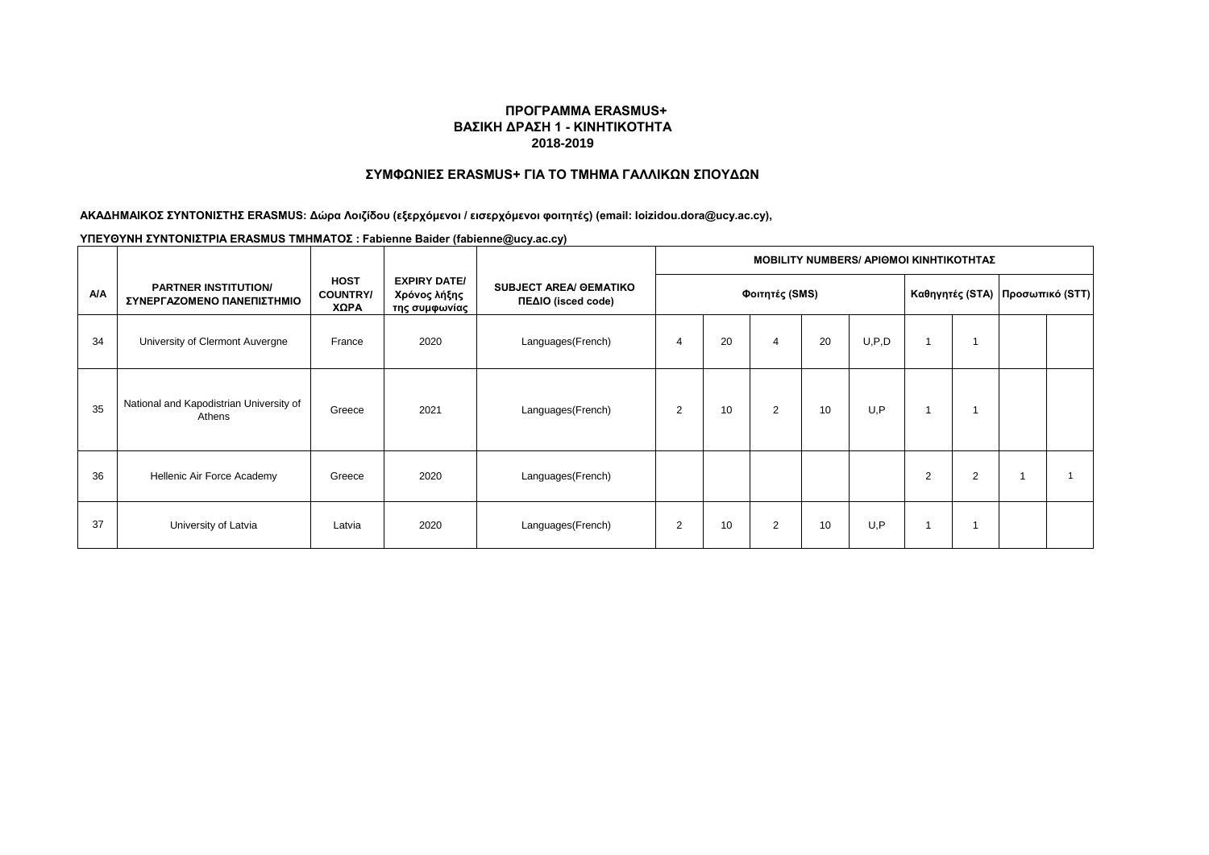**ΠΡΟΓΡΑΜΜΑ ERASMUS+**
**ΒΑΣΙΚΗ ΔΡΑΣΗ 1 - ΚΙΝΗΤΙΚΟΤΗΤΑ**
**2018-2019**

**ΣΥΜΦΩΝΙΕΣ ERASMUS+ ΓΙΑ ΤΟ ΤΜΗΜΑ ΓΑΛΛΙΚΩΝ ΣΠΟΥΔΩΝ**

**ΑΚΑΔΗΜΑΙΚΟΣ ΣΥΝΤΟΝΙΣΤΗΣ ERASMUS: Δώρα Λοιζίδου (εξερχόμενοι / εισερχόμενοι φοιτητές) (email: loizidou.dora@ucy.ac.cy),**

**ΥΠΕΥΘΥΝΗ ΣΥΝΤΟΝΙΣΤΡΙΑ ERASMUS ΤΜΗΜΑΤΟΣ : Fabienne Baider (fabienne@ucy.ac.cy)**

| Α/Α | PARTNER INSTITUTION/ ΣΥΝΕΡΓΑΖΟΜΕΝΟ ΠΑΝΕΠΙΣΤΗΜΙΟ | HOST COUNTRY/ ΧΩΡΑ | EXPIRY DATE/ Χρόνος λήξης της συμφωνίας | SUBJECT AREA/ ΘΕΜΑΤΙΚΟ ΠΕΔΙΟ (isced code) | MOBILITY NUMBERS/ ΑΡΙΘΜΟΙ ΚΙΝΗΤΙΚΟΤΗΤΑΣ | | | | | | | | |
|---|---|---|---|---|---|---|---|---|---|---|---|---|---|
| | | | | | Φοιτητές (SMS) | | | | | Καθηγητές (STA) | | Προσωπικό (STT) | |
| 34 | University of Clermont Auvergne | France | 2020 | Languages(French) | 4 | 20 | 4 | 20 | U,P,D | 1 | 1 | | |
| 35 | National and Kapodistrian University of Athens | Greece | 2021 | Languages(French) | 2 | 10 | 2 | 10 | U,P | 1 | 1 | | |
| 36 | Hellenic Air Force Academy | Greece | 2020 | Languages(French) | | | | | | 2 | 2 | 1 | 1 |
| 37 | University of Latvia | Latvia | 2020 | Languages(French) | 2 | 10 | 2 | 10 | U,P | 1 | 1 | | |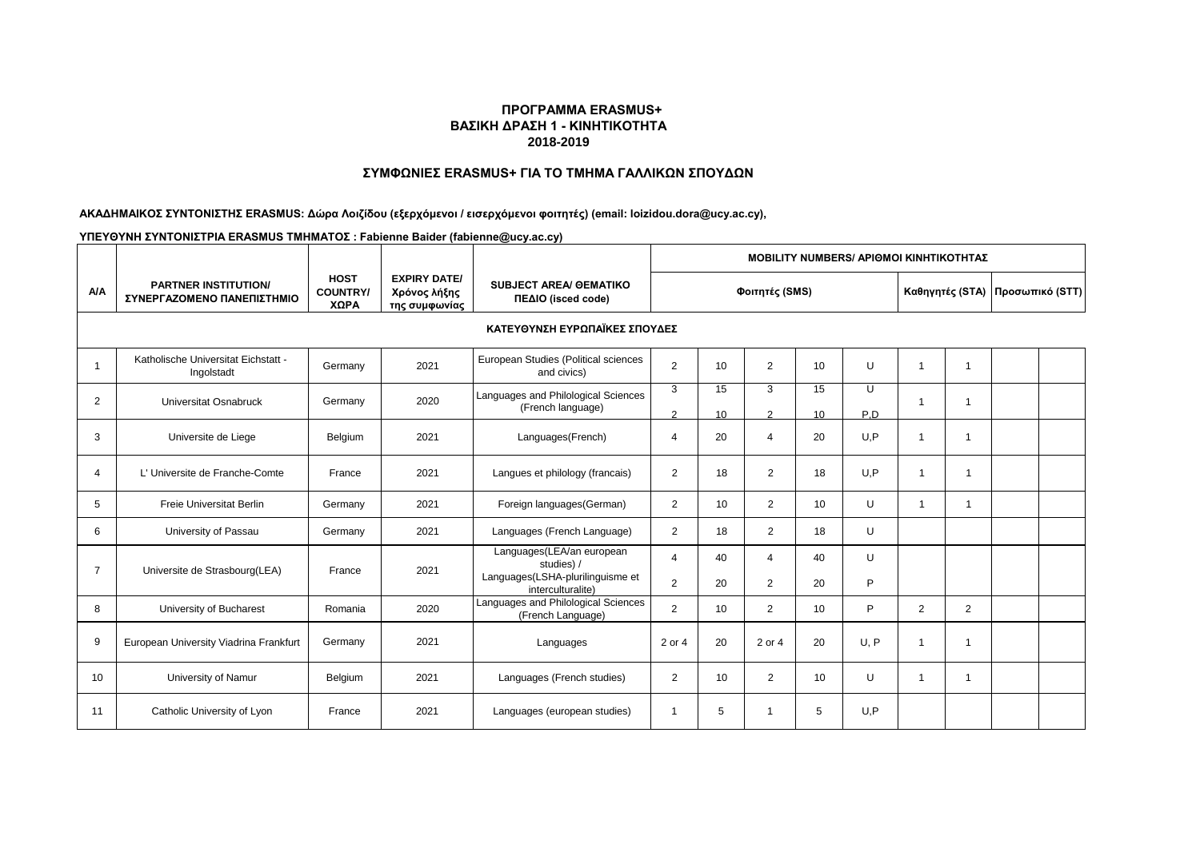**ΠΡΟΓΡΑΜΜΑ ERASMUS+**
**ΒΑΣΙΚΗ ΔΡΑΣΗ 1 - ΚΙΝΗΤΙΚΟΤΗΤΑ**
**2018-2019**

## ΣΥΜΦΩΝΙΕΣ ERASMUS+ ΓΙΑ ΤΟ ΤΜΗΜΑ ΓΑΛΛΙΚΩΝ ΣΠΟΥΔΩΝ

**ΑΚΑΔΗΜΑΙΚΟΣ ΣΥΝΤΟΝΙΣΤΗΣ ERASMUS: Δώρα Λοιζίδου (εξερχόμενοι / εισερχόμενοι φοιτητές) (email: loizidou.dora@ucy.ac.cy),**

**ΥΠΕΥΘΥΝΗ ΣΥΝΤΟΝΙΣΤΡΙΑ ERASMUS ΤΜΗΜΑΤΟΣ : Fabienne Baider (fabienne@ucy.ac.cy)**

| A/A | PARTNER INSTITUTION/ ΣΥΝΕΡΓΑΖΟΜΕΝΟ ΠΑΝΕΠΙΣΤΗΜΙΟ | HOST COUNTRY/ ΧΩΡΑ | EXPIRY DATE/ Χρόνος λήξης της συμφωνίας | SUBJECT AREA/ ΘΕΜΑΤΙΚΟ ΠΕΔΙΟ (isced code) | MOBILITY NUMBERS/ ΑΡΙΘΜΟΙ ΚΙΝΗΤΙΚΟΤΗΤΑΣ | | | | | | | | |
|---|---|---|---|---|---|---|---|---|---|---|---|---|---|
| | | | | | Φοιτητές (SMS) | | | | | Καθηγητές (STA) | | Προσωπικό (STT) | |
| | **ΚΑΤΕΥΘΥΝΣΗ ΕΥΡΩΠΑΪΚΕΣ ΣΠΟΥΔΕΣ** | | | | | | | | | | | | |
| 1 | Katholische Universitat Eichstatt - Ingolstadt | Germany | 2021 | European Studies (Political sciences and civics) | 2 | 10 | 2 | 10 | U | 1 | 1 | | |
| 2 | Universitat Osnabruck | Germany | 2020 | Languages and Philological Sciences (French language) | 3<br>2 | 15<br>10 | 3<br>2 | 15<br>10 | U<br>P,D | 1 | 1 | | |
| 3 | Universite de Liege | Belgium | 2021 | Languages(French) | 4 | 20 | 4 | 20 | U,P | 1 | 1 | | |
| 4 | L' Universite de Franche-Comte | France | 2021 | Langues et philology (francais) | 2 | 18 | 2 | 18 | U,P | 1 | 1 | | |
| 5 | Freie Universitat Berlin | Germany | 2021 | Foreign languages(German) | 2 | 10 | 2 | 10 | U | 1 | 1 | | |
| 6 | University of Passau | Germany | 2021 | Languages (French Language) | 2 | 18 | 2 | 18 | U | | | | |
| 7 | Universite de Strasbourg(LEA) | France | 2021 | Languages(LEA/an european studies) / Languages(LSHA-plurilinguisme et interculturalite) | 4<br>2 | 40<br>20 | 4<br>2 | 40<br>20 | U<br>P | | | | |
| 8 | University of Bucharest | Romania | 2020 | Languages and Philological Sciences (French Language) | 2 | 10 | 2 | 10 | P | 2 | 2 | | |
| 9 | European University Viadrina Frankfurt | Germany | 2021 | Languages | 2 or 4 | 20 | 2 or 4 | 20 | U, P | 1 | 1 | | |
| 10 | University of Namur | Belgium | 2021 | Languages (French studies) | 2 | 10 | 2 | 10 | U | 1 | 1 | | |
| 11 | Catholic University of Lyon | France | 2021 | Languages (european studies) | 1 | 5 | 1 | 5 | U,P | | | | |